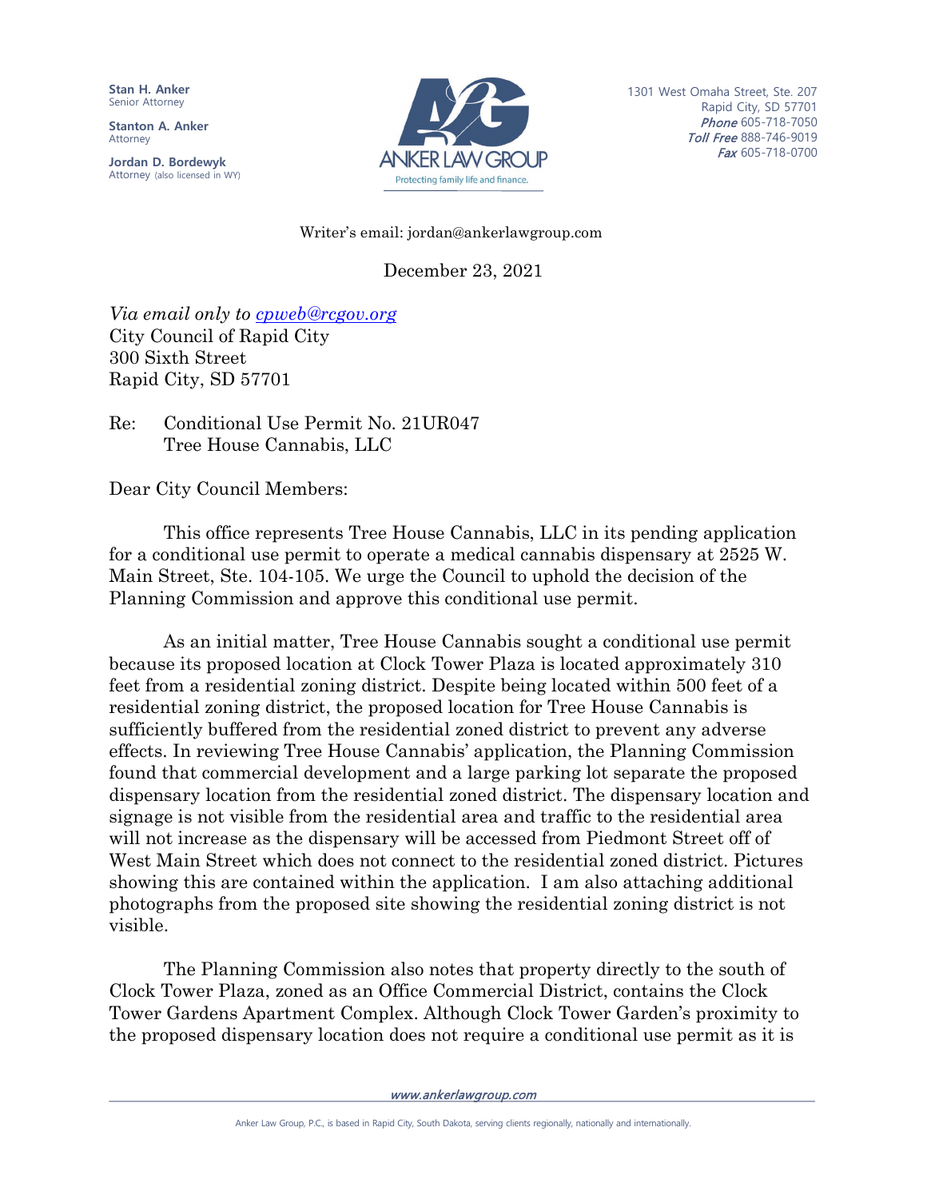**Stan H. Anker**
Senior Attorney

**Stanton A. Anker**
Attorney

**Jordan D. Bordewyk**
Attorney (also licensed in WY)

ANKER LAW GROUP
Protecting family life and finance.

1301 West Omaha Street, Ste. 207
Rapid City, SD 57701
*Phone* 605-718-7050
*Toll Free* 888-746-9019
*Fax* 605-718-0700

Writer's email: jordan@ankerlawgroup.com

December 23, 2021

*Via email only to cpweb@rcgov.org*
City Council of Rapid City
300 Sixth Street
Rapid City, SD 57701

Re: Conditional Use Permit No. 21UR047
Tree House Cannabis, LLC

Dear City Council Members:

This office represents Tree House Cannabis, LLC in its pending application for a conditional use permit to operate a medical cannabis dispensary at 2525 W. Main Street, Ste. 104-105. We urge the Council to uphold the decision of the Planning Commission and approve this conditional use permit.

As an initial matter, Tree House Cannabis sought a conditional use permit because its proposed location at Clock Tower Plaza is located approximately 310 feet from a residential zoning district. Despite being located within 500 feet of a residential zoning district, the proposed location for Tree House Cannabis is sufficiently buffered from the residential zoned district to prevent any adverse effects. In reviewing Tree House Cannabis' application, the Planning Commission found that commercial development and a large parking lot separate the proposed dispensary location from the residential zoned district. The dispensary location and signage is not visible from the residential area and traffic to the residential area will not increase as the dispensary will be accessed from Piedmont Street off of West Main Street which does not connect to the residential zoned district. Pictures showing this are contained within the application. I am also attaching additional photographs from the proposed site showing the residential zoning district is not visible.

The Planning Commission also notes that property directly to the south of Clock Tower Plaza, zoned as an Office Commercial District, contains the Clock Tower Gardens Apartment Complex. Although Clock Tower Garden's proximity to the proposed dispensary location does not require a conditional use permit as it is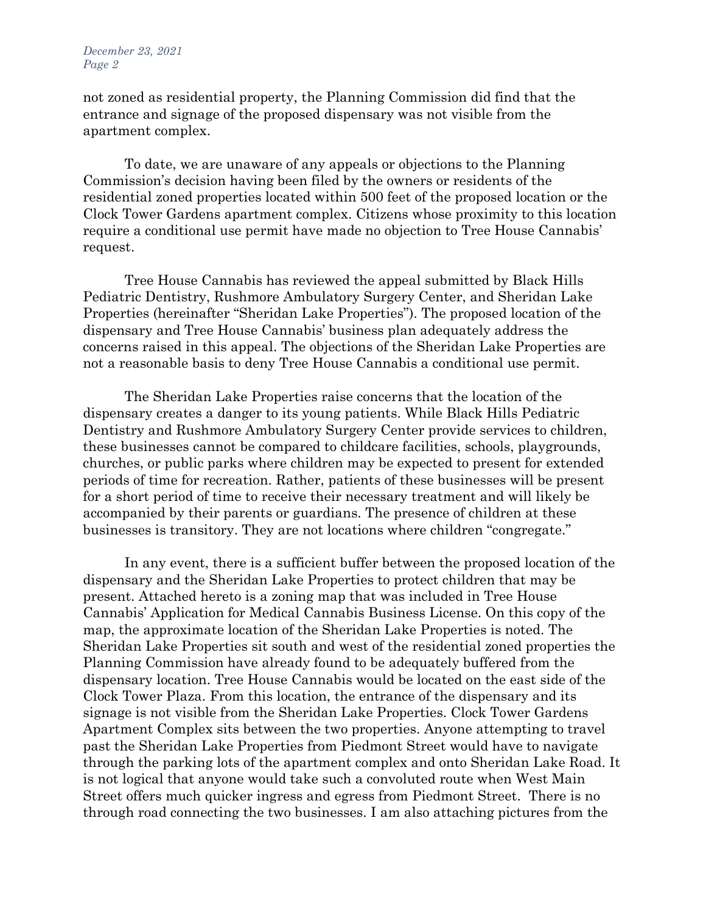not zoned as residential property, the Planning Commission did find that the entrance and signage of the proposed dispensary was not visible from the apartment complex.

To date, we are unaware of any appeals or objections to the Planning Commission's decision having been filed by the owners or residents of the residential zoned properties located within 500 feet of the proposed location or the Clock Tower Gardens apartment complex. Citizens whose proximity to this location require a conditional use permit have made no objection to Tree House Cannabis' request.

Tree House Cannabis has reviewed the appeal submitted by Black Hills Pediatric Dentistry, Rushmore Ambulatory Surgery Center, and Sheridan Lake Properties (hereinafter "Sheridan Lake Properties"). The proposed location of the dispensary and Tree House Cannabis' business plan adequately address the concerns raised in this appeal. The objections of the Sheridan Lake Properties are not a reasonable basis to deny Tree House Cannabis a conditional use permit.

The Sheridan Lake Properties raise concerns that the location of the dispensary creates a danger to its young patients. While Black Hills Pediatric Dentistry and Rushmore Ambulatory Surgery Center provide services to children, these businesses cannot be compared to childcare facilities, schools, playgrounds, churches, or public parks where children may be expected to present for extended periods of time for recreation. Rather, patients of these businesses will be present for a short period of time to receive their necessary treatment and will likely be accompanied by their parents or guardians. The presence of children at these businesses is transitory. They are not locations where children "congregate."

In any event, there is a sufficient buffer between the proposed location of the dispensary and the Sheridan Lake Properties to protect children that may be present. Attached hereto is a zoning map that was included in Tree House Cannabis' Application for Medical Cannabis Business License. On this copy of the map, the approximate location of the Sheridan Lake Properties is noted. The Sheridan Lake Properties sit south and west of the residential zoned properties the Planning Commission have already found to be adequately buffered from the dispensary location. Tree House Cannabis would be located on the east side of the Clock Tower Plaza. From this location, the entrance of the dispensary and its signage is not visible from the Sheridan Lake Properties. Clock Tower Gardens Apartment Complex sits between the two properties. Anyone attempting to travel past the Sheridan Lake Properties from Piedmont Street would have to navigate through the parking lots of the apartment complex and onto Sheridan Lake Road. It is not logical that anyone would take such a convoluted route when West Main Street offers much quicker ingress and egress from Piedmont Street. There is no through road connecting the two businesses. I am also attaching pictures from the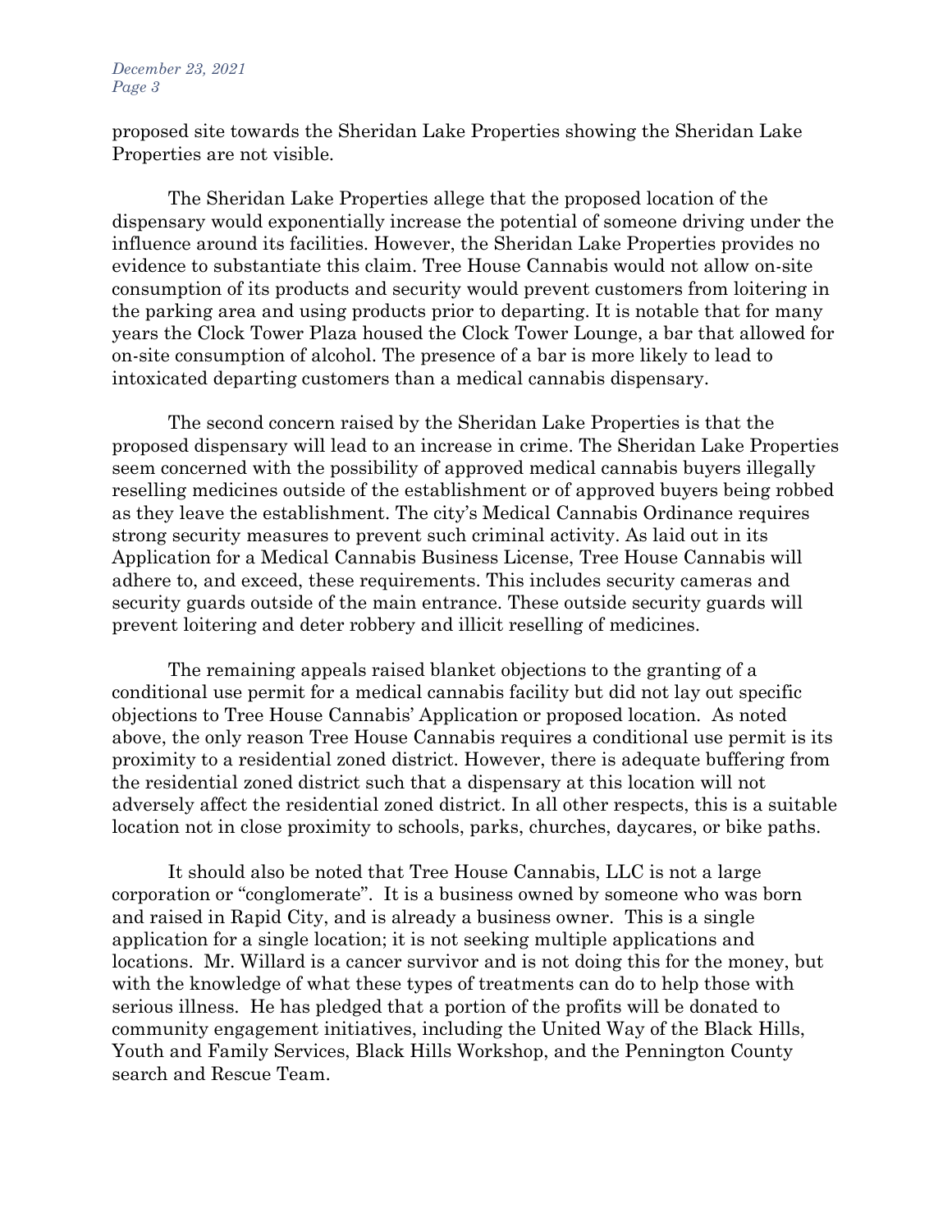proposed site towards the Sheridan Lake Properties showing the Sheridan Lake Properties are not visible.

The Sheridan Lake Properties allege that the proposed location of the dispensary would exponentially increase the potential of someone driving under the influence around its facilities. However, the Sheridan Lake Properties provides no evidence to substantiate this claim. Tree House Cannabis would not allow on-site consumption of its products and security would prevent customers from loitering in the parking area and using products prior to departing. It is notable that for many years the Clock Tower Plaza housed the Clock Tower Lounge, a bar that allowed for on-site consumption of alcohol. The presence of a bar is more likely to lead to intoxicated departing customers than a medical cannabis dispensary.

The second concern raised by the Sheridan Lake Properties is that the proposed dispensary will lead to an increase in crime. The Sheridan Lake Properties seem concerned with the possibility of approved medical cannabis buyers illegally reselling medicines outside of the establishment or of approved buyers being robbed as they leave the establishment. The city's Medical Cannabis Ordinance requires strong security measures to prevent such criminal activity. As laid out in its Application for a Medical Cannabis Business License, Tree House Cannabis will adhere to, and exceed, these requirements. This includes security cameras and security guards outside of the main entrance. These outside security guards will prevent loitering and deter robbery and illicit reselling of medicines.

The remaining appeals raised blanket objections to the granting of a conditional use permit for a medical cannabis facility but did not lay out specific objections to Tree House Cannabis' Application or proposed location. As noted above, the only reason Tree House Cannabis requires a conditional use permit is its proximity to a residential zoned district. However, there is adequate buffering from the residential zoned district such that a dispensary at this location will not adversely affect the residential zoned district. In all other respects, this is a suitable location not in close proximity to schools, parks, churches, daycares, or bike paths.

It should also be noted that Tree House Cannabis, LLC is not a large corporation or "conglomerate". It is a business owned by someone who was born and raised in Rapid City, and is already a business owner. This is a single application for a single location; it is not seeking multiple applications and locations. Mr. Willard is a cancer survivor and is not doing this for the money, but with the knowledge of what these types of treatments can do to help those with serious illness. He has pledged that a portion of the profits will be donated to community engagement initiatives, including the United Way of the Black Hills, Youth and Family Services, Black Hills Workshop, and the Pennington County search and Rescue Team.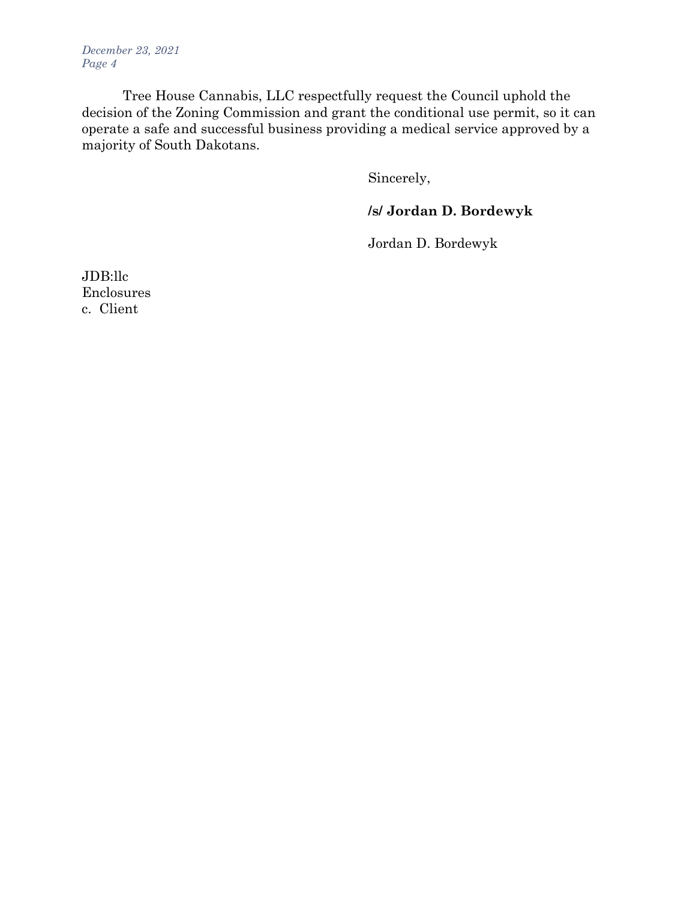Tree House Cannabis, LLC respectfully request the Council uphold the decision of the Zoning Commission and grant the conditional use permit, so it can operate a safe and successful business providing a medical service approved by a majority of South Dakotans.

Sincerely,

**/s/ Jordan D. Bordewyk**

Jordan D. Bordewyk

JDB:llc
Enclosures
c. Client